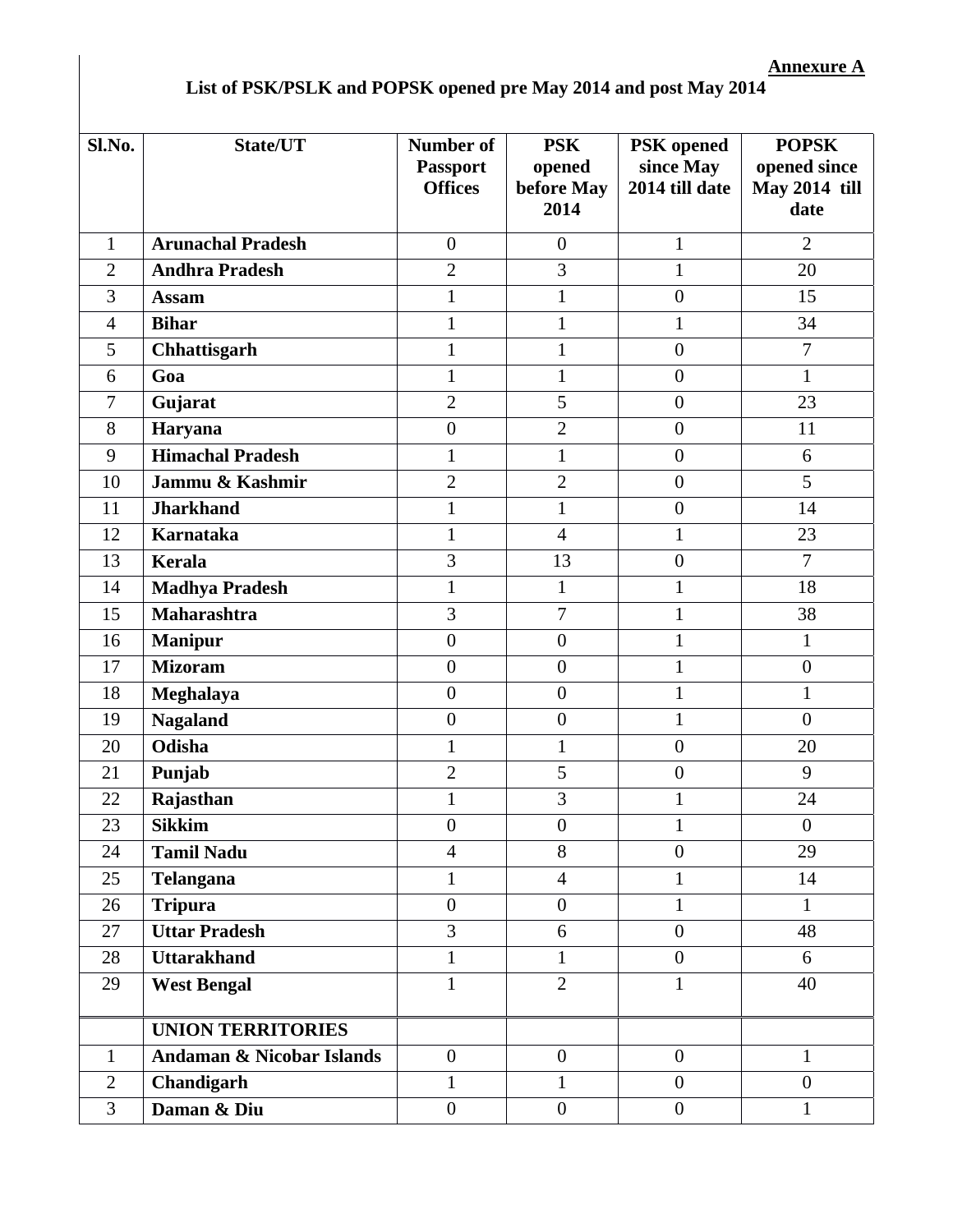**Annexure A**

## List of PSK/PSLK and POPSK opened pre May 2014 and post May 2014

| Sl.No. | State/UT | Number of Passport Offices | PSK opened before May 2014 | PSK opened since May 2014 till date | POPSK opened since May 2014 till date |
|---|---|---|---|---|---|
| 1 | **Arunachal Pradesh** | 0 | 0 | 1 | 2 |
| 2 | **Andhra Pradesh** | 2 | 3 | 1 | 20 |
| 3 | **Assam** | 1 | 1 | 0 | 15 |
| 4 | **Bihar** | 1 | 1 | 1 | 34 |
| 5 | **Chhattisgarh** | 1 | 1 | 0 | 7 |
| 6 | **Goa** | 1 | 1 | 0 | 1 |
| 7 | **Gujarat** | 2 | 5 | 0 | 23 |
| 8 | **Haryana** | 0 | 2 | 0 | 11 |
| 9 | **Himachal Pradesh** | 1 | 1 | 0 | 6 |
| 10 | **Jammu & Kashmir** | 2 | 2 | 0 | 5 |
| 11 | **Jharkhand** | 1 | 1 | 0 | 14 |
| 12 | **Karnataka** | 1 | 4 | 1 | 23 |
| 13 | **Kerala** | 3 | 13 | 0 | 7 |
| 14 | **Madhya Pradesh** | 1 | 1 | 1 | 18 |
| 15 | **Maharashtra** | 3 | 7 | 1 | 38 |
| 16 | **Manipur** | 0 | 0 | 1 | 1 |
| 17 | **Mizoram** | 0 | 0 | 1 | 0 |
| 18 | **Meghalaya** | 0 | 0 | 1 | 1 |
| 19 | **Nagaland** | 0 | 0 | 1 | 0 |
| 20 | **Odisha** | 1 | 1 | 0 | 20 |
| 21 | **Punjab** | 2 | 5 | 0 | 9 |
| 22 | **Rajasthan** | 1 | 3 | 1 | 24 |
| 23 | **Sikkim** | 0 | 0 | 1 | 0 |
| 24 | **Tamil Nadu** | 4 | 8 | 0 | 29 |
| 25 | **Telangana** | 1 | 4 | 1 | 14 |
| 26 | **Tripura** | 0 | 0 | 1 | 1 |
| 27 | **Uttar Pradesh** | 3 | 6 | 0 | 48 |
| 28 | **Uttarakhand** | 1 | 1 | 0 | 6 |
| 29 | **West Bengal** | 1 | 2 | 1 | 40 |
| | **UNION TERRITORIES** | | | | |
| 1 | **Andaman & Nicobar Islands** | 0 | 0 | 0 | 1 |
| 2 | **Chandigarh** | 1 | 1 | 0 | 0 |
| 3 | **Daman & Diu** | 0 | 0 | 0 | 1 |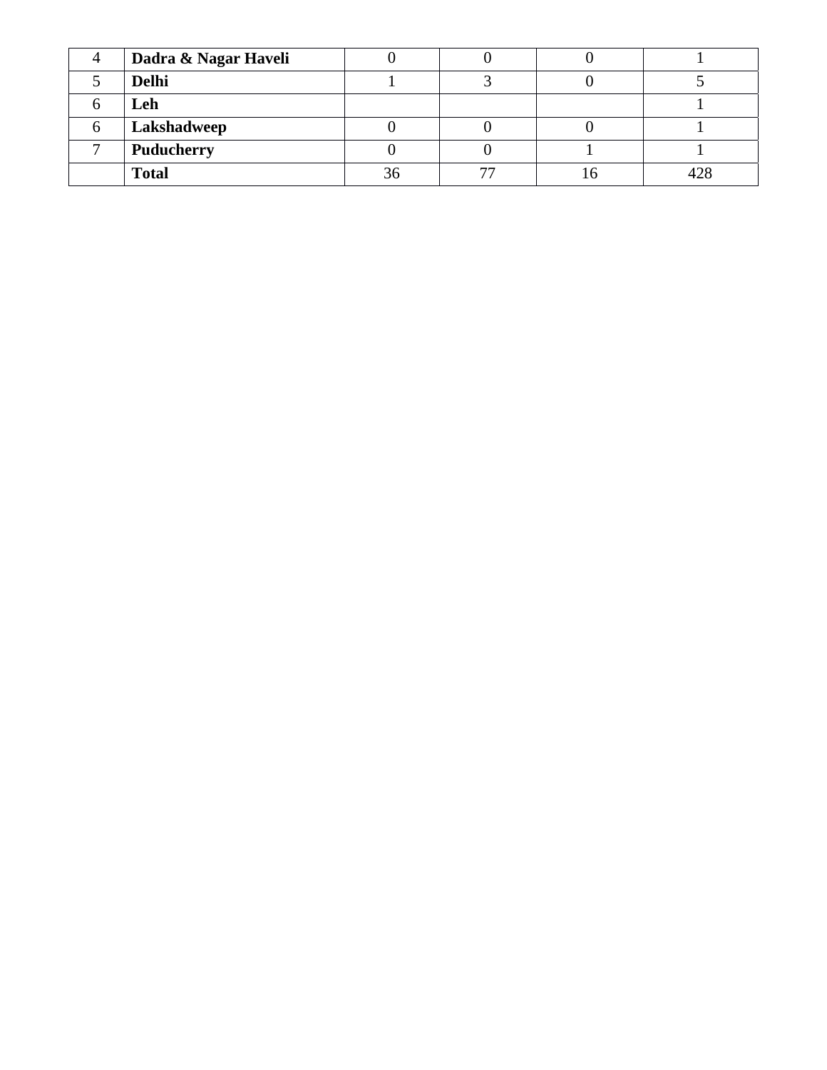| | | | | | |
|---|---|---|---|---|---|
| 4 | **Dadra & Nagar Haveli** | 0 | 0 | 0 | 1 |
| 5 | **Delhi** | 1 | 3 | 0 | 5 |
| 6 | **Leh** | | | | 1 |
| 6 | **Lakshadweep** | 0 | 0 | 0 | 1 |
| 7 | **Puducherry** | 0 | 0 | 1 | 1 |
| | **Total** | 36 | 77 | 16 | 428 |